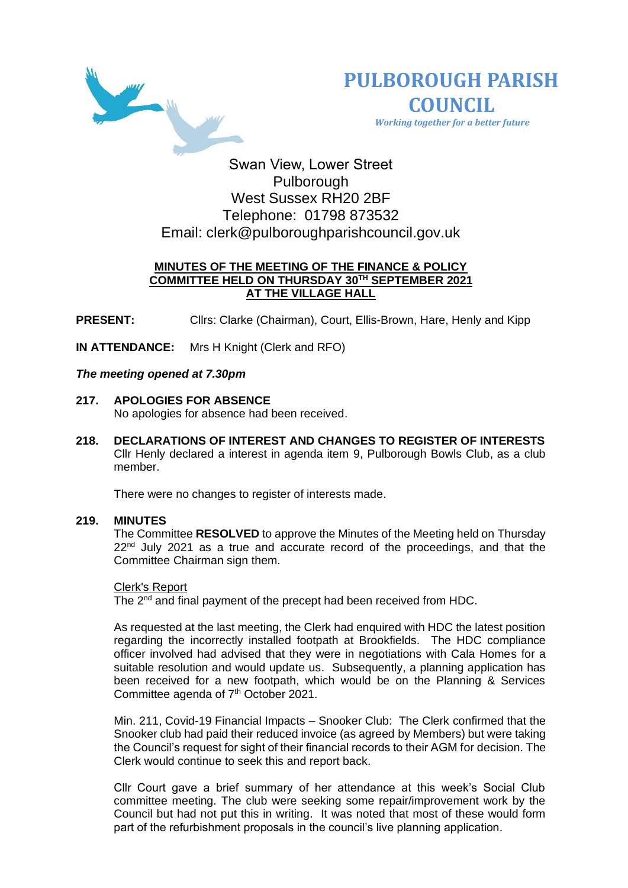# PULBOROUGH PARISH COUNCIL

*Working together for a better future*

Swan View, Lower Street
Pulborough
West Sussex RH20 2BF
Telephone: 01798 873532
Email: clerk@pulboroughparishcouncil.gov.uk

## MINUTES OF THE MEETING OF THE FINANCE & POLICY COMMITTEE HELD ON THURSDAY 30TH SEPTEMBER 2021 AT THE VILLAGE HALL

**PRESENT:** Cllrs: Clarke (Chairman), Court, Ellis-Brown, Hare, Henly and Kipp

**IN ATTENDANCE:** Mrs H Knight (Clerk and RFO)

***The meeting opened at 7.30pm***

**217. APOLOGIES FOR ABSENCE**

No apologies for absence had been received.

**218. DECLARATIONS OF INTEREST AND CHANGES TO REGISTER OF INTERESTS**

Cllr Henly declared a interest in agenda item 9, Pulborough Bowls Club, as a club member.

There were no changes to register of interests made.

**219. MINUTES**

The Committee **RESOLVED** to approve the Minutes of the Meeting held on Thursday 22nd July 2021 as a true and accurate record of the proceedings, and that the Committee Chairman sign them.

Clerk's Report

The 2nd and final payment of the precept had been received from HDC.

As requested at the last meeting, the Clerk had enquired with HDC the latest position regarding the incorrectly installed footpath at Brookfields. The HDC compliance officer involved had advised that they were in negotiations with Cala Homes for a suitable resolution and would update us. Subsequently, a planning application has been received for a new footpath, which would be on the Planning & Services Committee agenda of 7th October 2021.

Min. 211, Covid-19 Financial Impacts – Snooker Club: The Clerk confirmed that the Snooker club had paid their reduced invoice (as agreed by Members) but were taking the Council's request for sight of their financial records to their AGM for decision. The Clerk would continue to seek this and report back.

Cllr Court gave a brief summary of her attendance at this week's Social Club committee meeting. The club were seeking some repair/improvement work by the Council but had not put this in writing. It was noted that most of these would form part of the refurbishment proposals in the council's live planning application.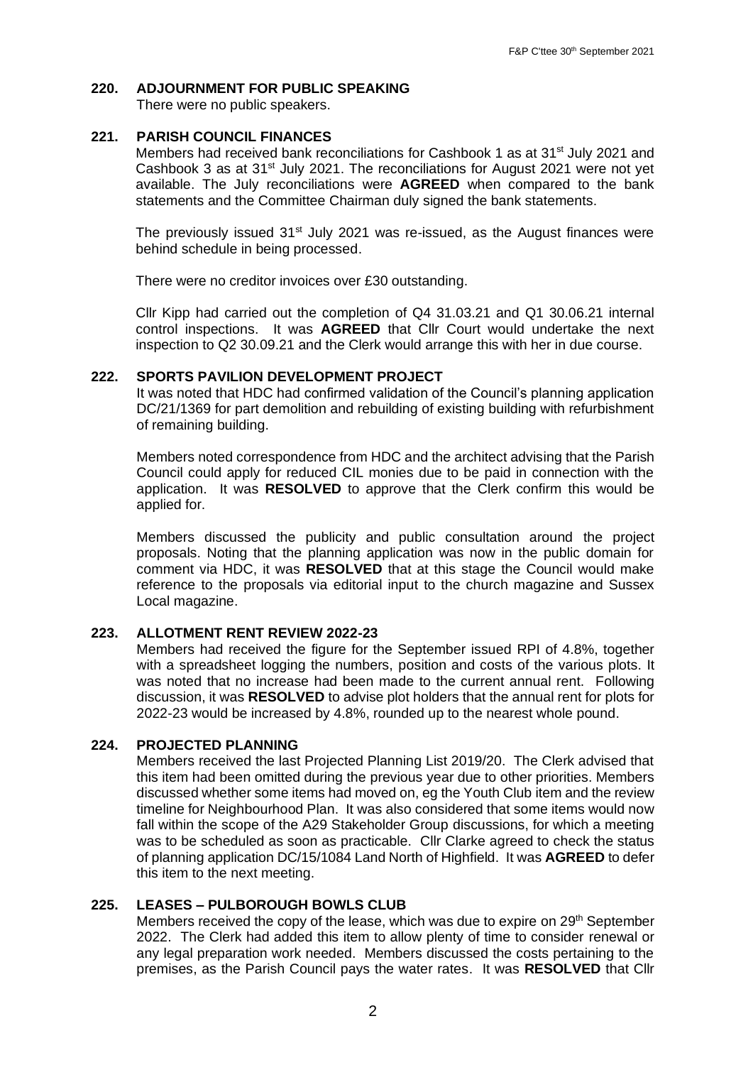## 220. ADJOURNMENT FOR PUBLIC SPEAKING

There were no public speakers.

## 221. PARISH COUNCIL FINANCES

Members had received bank reconciliations for Cashbook 1 as at 31st July 2021 and Cashbook 3 as at 31st July 2021. The reconciliations for August 2021 were not yet available. The July reconciliations were **AGREED** when compared to the bank statements and the Committee Chairman duly signed the bank statements.

The previously issued 31st July 2021 was re-issued, as the August finances were behind schedule in being processed.

There were no creditor invoices over £30 outstanding.

Cllr Kipp had carried out the completion of Q4 31.03.21 and Q1 30.06.21 internal control inspections. It was **AGREED** that Cllr Court would undertake the next inspection to Q2 30.09.21 and the Clerk would arrange this with her in due course.

## 222. SPORTS PAVILION DEVELOPMENT PROJECT

It was noted that HDC had confirmed validation of the Council's planning application DC/21/1369 for part demolition and rebuilding of existing building with refurbishment of remaining building.

Members noted correspondence from HDC and the architect advising that the Parish Council could apply for reduced CIL monies due to be paid in connection with the application. It was **RESOLVED** to approve that the Clerk confirm this would be applied for.

Members discussed the publicity and public consultation around the project proposals. Noting that the planning application was now in the public domain for comment via HDC, it was **RESOLVED** that at this stage the Council would make reference to the proposals via editorial input to the church magazine and Sussex Local magazine.

## 223. ALLOTMENT RENT REVIEW 2022-23

Members had received the figure for the September issued RPI of 4.8%, together with a spreadsheet logging the numbers, position and costs of the various plots. It was noted that no increase had been made to the current annual rent. Following discussion, it was **RESOLVED** to advise plot holders that the annual rent for plots for 2022-23 would be increased by 4.8%, rounded up to the nearest whole pound.

## 224. PROJECTED PLANNING

Members received the last Projected Planning List 2019/20. The Clerk advised that this item had been omitted during the previous year due to other priorities. Members discussed whether some items had moved on, eg the Youth Club item and the review timeline for Neighbourhood Plan. It was also considered that some items would now fall within the scope of the A29 Stakeholder Group discussions, for which a meeting was to be scheduled as soon as practicable. Cllr Clarke agreed to check the status of planning application DC/15/1084 Land North of Highfield. It was **AGREED** to defer this item to the next meeting.

## 225. LEASES – PULBOROUGH BOWLS CLUB

Members received the copy of the lease, which was due to expire on 29th September 2022. The Clerk had added this item to allow plenty of time to consider renewal or any legal preparation work needed. Members discussed the costs pertaining to the premises, as the Parish Council pays the water rates. It was **RESOLVED** that Cllr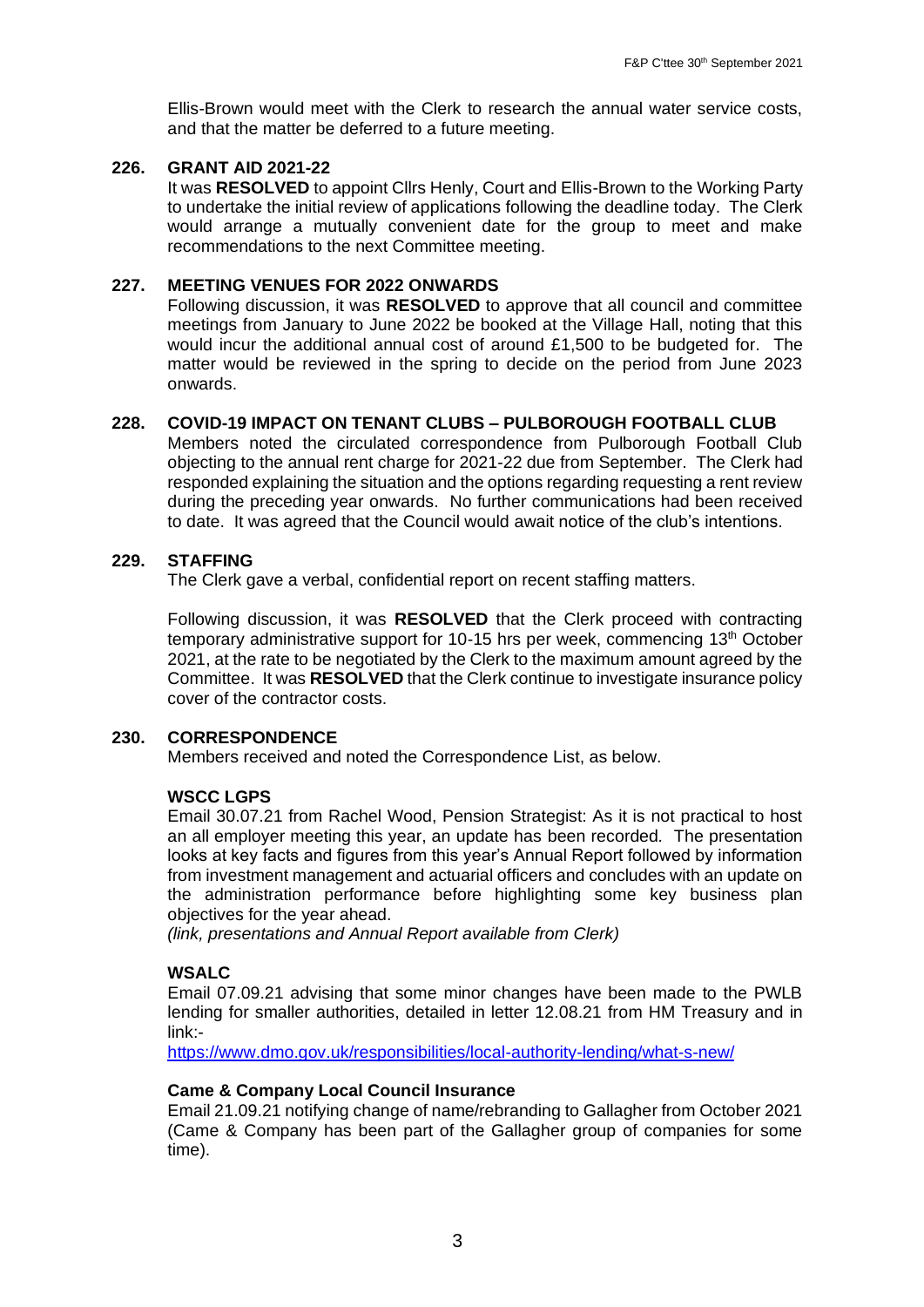Ellis-Brown would meet with the Clerk to research the annual water service costs, and that the matter be deferred to a future meeting.

### 226. GRANT AID 2021-22

It was **RESOLVED** to appoint Cllrs Henly, Court and Ellis-Brown to the Working Party to undertake the initial review of applications following the deadline today. The Clerk would arrange a mutually convenient date for the group to meet and make recommendations to the next Committee meeting.

### 227. MEETING VENUES FOR 2022 ONWARDS

Following discussion, it was **RESOLVED** to approve that all council and committee meetings from January to June 2022 be booked at the Village Hall, noting that this would incur the additional annual cost of around £1,500 to be budgeted for. The matter would be reviewed in the spring to decide on the period from June 2023 onwards.

### 228. COVID-19 IMPACT ON TENANT CLUBS – PULBOROUGH FOOTBALL CLUB

Members noted the circulated correspondence from Pulborough Football Club objecting to the annual rent charge for 2021-22 due from September. The Clerk had responded explaining the situation and the options regarding requesting a rent review during the preceding year onwards. No further communications had been received to date. It was agreed that the Council would await notice of the club's intentions.

### 229. STAFFING

The Clerk gave a verbal, confidential report on recent staffing matters.

Following discussion, it was **RESOLVED** that the Clerk proceed with contracting temporary administrative support for 10-15 hrs per week, commencing 13th October 2021, at the rate to be negotiated by the Clerk to the maximum amount agreed by the Committee. It was **RESOLVED** that the Clerk continue to investigate insurance policy cover of the contractor costs.

### 230. CORRESPONDENCE

Members received and noted the Correspondence List, as below.

**WSCC LGPS**

Email 30.07.21 from Rachel Wood, Pension Strategist: As it is not practical to host an all employer meeting this year, an update has been recorded. The presentation looks at key facts and figures from this year's Annual Report followed by information from investment management and actuarial officers and concludes with an update on the administration performance before highlighting some key business plan objectives for the year ahead.

*(link, presentations and Annual Report available from Clerk)*

**WSALC**

Email 07.09.21 advising that some minor changes have been made to the PWLB lending for smaller authorities, detailed in letter 12.08.21 from HM Treasury and in link:-

https://www.dmo.gov.uk/responsibilities/local-authority-lending/what-s-new/

**Came & Company Local Council Insurance**

Email 21.09.21 notifying change of name/rebranding to Gallagher from October 2021 (Came & Company has been part of the Gallagher group of companies for some time).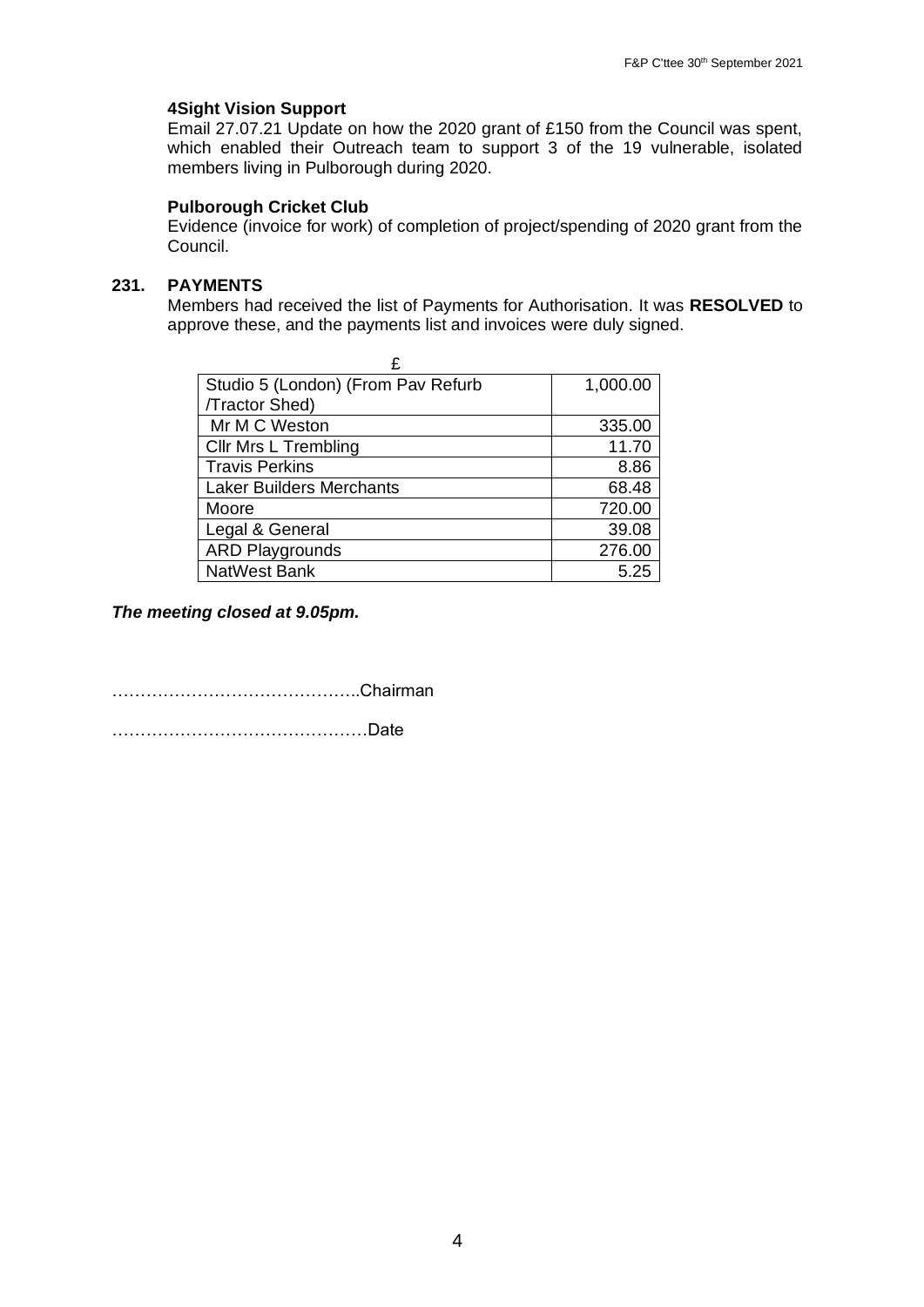**4Sight Vision Support**

Email 27.07.21 Update on how the 2020 grant of £150 from the Council was spent, which enabled their Outreach team to support 3 of the 19 vulnerable, isolated members living in Pulborough during 2020.

**Pulborough Cricket Club**

Evidence (invoice for work) of completion of project/spending of 2020 grant from the Council.

## 231. PAYMENTS

Members had received the list of Payments for Authorisation. It was **RESOLVED** to approve these, and the payments list and invoices were duly signed.

| | £ |
|---|---|
| Studio 5 (London) (From Pav Refurb /Tractor Shed) | 1,000.00 |
| Mr M C Weston | 335.00 |
| Cllr Mrs L Trembling | 11.70 |
| Travis Perkins | 8.86 |
| Laker Builders Merchants | 68.48 |
| Moore | 720.00 |
| Legal & General | 39.08 |
| ARD Playgrounds | 276.00 |
| NatWest Bank | 5.25 |

***The meeting closed at 9.05pm.***

……………………………………..Chairman

………………………………………Date